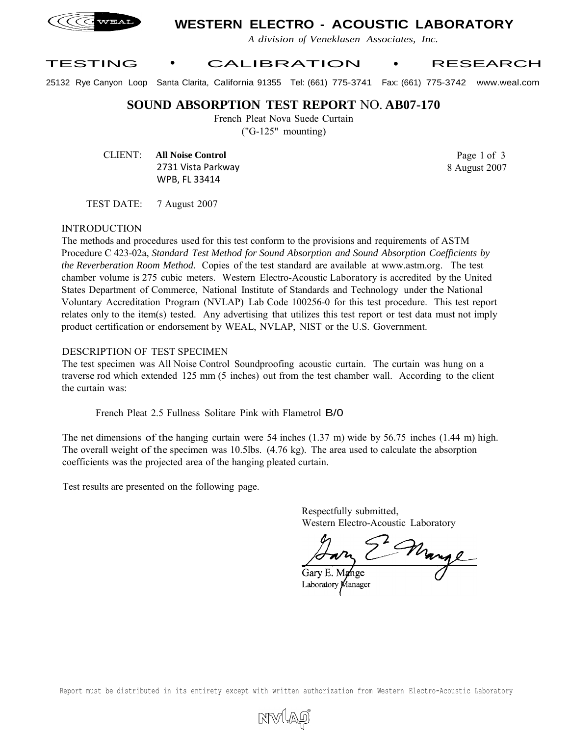# WESTERN ELECTRO - ACOUSTIC LABORATORY

*A division of Veneklasen Associates, Inc.*

TESTING • CALIBRATION • RESEARCH

25132 Rye Canyon Loop Santa Clarita, California 91355 Tel: (661) 775-3741 Fax: (661) 775-3742 www.weal.com

## SOUND ABSORPTION TEST REPORT NO. AB07-170

French Pleat Nova Suede Curtain
("G-125" mounting)

CLIENT: **All Noise Control**
2731 Vista Parkway
WPB, FL 33414

8 August 2007

TEST DATE: 7 August 2007

### INTRODUCTION

The methods and procedures used for this test conform to the provisions and requirements of ASTM Procedure C 423-02a, *Standard Test Method for Sound Absorption and Sound Absorption Coefficients by the Reverberation Room Method.* Copies of the test standard are available at www.astm.org. The test chamber volume is 275 cubic meters. Western Electro-Acoustic Laboratory is accredited by the United States Department of Commerce, National Institute of Standards and Technology under the National Voluntary Accreditation Program (NVLAP) Lab Code 100256-0 for this test procedure. This test report relates only to the item(s) tested. Any advertising that utilizes this test report or test data must not imply product certification or endorsement by WEAL, NVLAP, NIST or the U.S. Government.

### DESCRIPTION OF TEST SPECIMEN

The test specimen was All Noise Control Soundproofing acoustic curtain. The curtain was hung on a traverse rod which extended 125 mm (5 inches) out from the test chamber wall. According to the client the curtain was:

French Pleat 2.5 Fullness Solitare Pink with Flametrol B/O

The net dimensions of the hanging curtain were 54 inches (1.37 m) wide by 56.75 inches (1.44 m) high. The overall weight of the specimen was 10.5lbs. (4.76 kg). The area used to calculate the absorption coefficients was the projected area of the hanging pleated curtain.

Test results are presented on the following page.

Respectfully submitted,
Western Electro-Acoustic Laboratory

Gary E. Mange
Laboratory Manager

Report must be distributed in its entirety except with written authorization from Western Electro-Acoustic Laboratory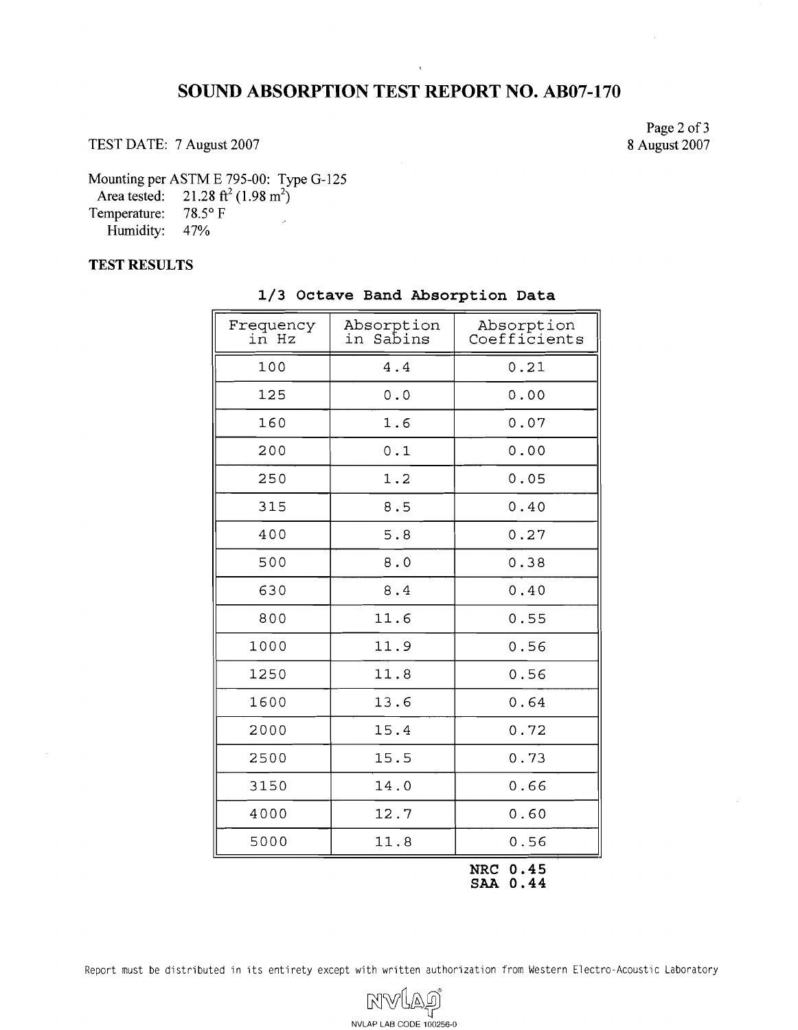# SOUND ABSORPTION TEST REPORT NO. AB07-170

TEST DATE: 7 August 2007

8 August 2007

Mounting per ASTM E 795-00: Type G-125
Area tested: 21.28 $ft^2$ (1.98 $m^2$)
Temperature: 78.5° F
Humidity: 47%

**TEST RESULTS**

**1/3 Octave Band Absorption Data**

| Frequency in Hz | Absorption in Sabins | Absorption Coefficients |
|---|---|---|
| 100 | 4.4 | 0.21 |
| 125 | 0.0 | 0.00 |
| 160 | 1.6 | 0.07 |
| 200 | 0.1 | 0.00 |
| 250 | 1.2 | 0.05 |
| 315 | 8.5 | 0.40 |
| 400 | 5.8 | 0.27 |
| 500 | 8.0 | 0.38 |
| 630 | 8.4 | 0.40 |
| 800 | 11.6 | 0.55 |
| 1000 | 11.9 | 0.56 |
| 1250 | 11.8 | 0.56 |
| 1600 | 13.6 | 0.64 |
| 2000 | 15.4 | 0.72 |
| 2500 | 15.5 | 0.73 |
| 3150 | 14.0 | 0.66 |
| 4000 | 12.7 | 0.60 |
| 5000 | 11.8 | 0.56 |

**NRC 0.45**
**SAA 0.44**

Report must be distributed in its entirety except with written authorization from Western Electro-Acoustic Laboratory

NVLAP LAB CODE 100256-0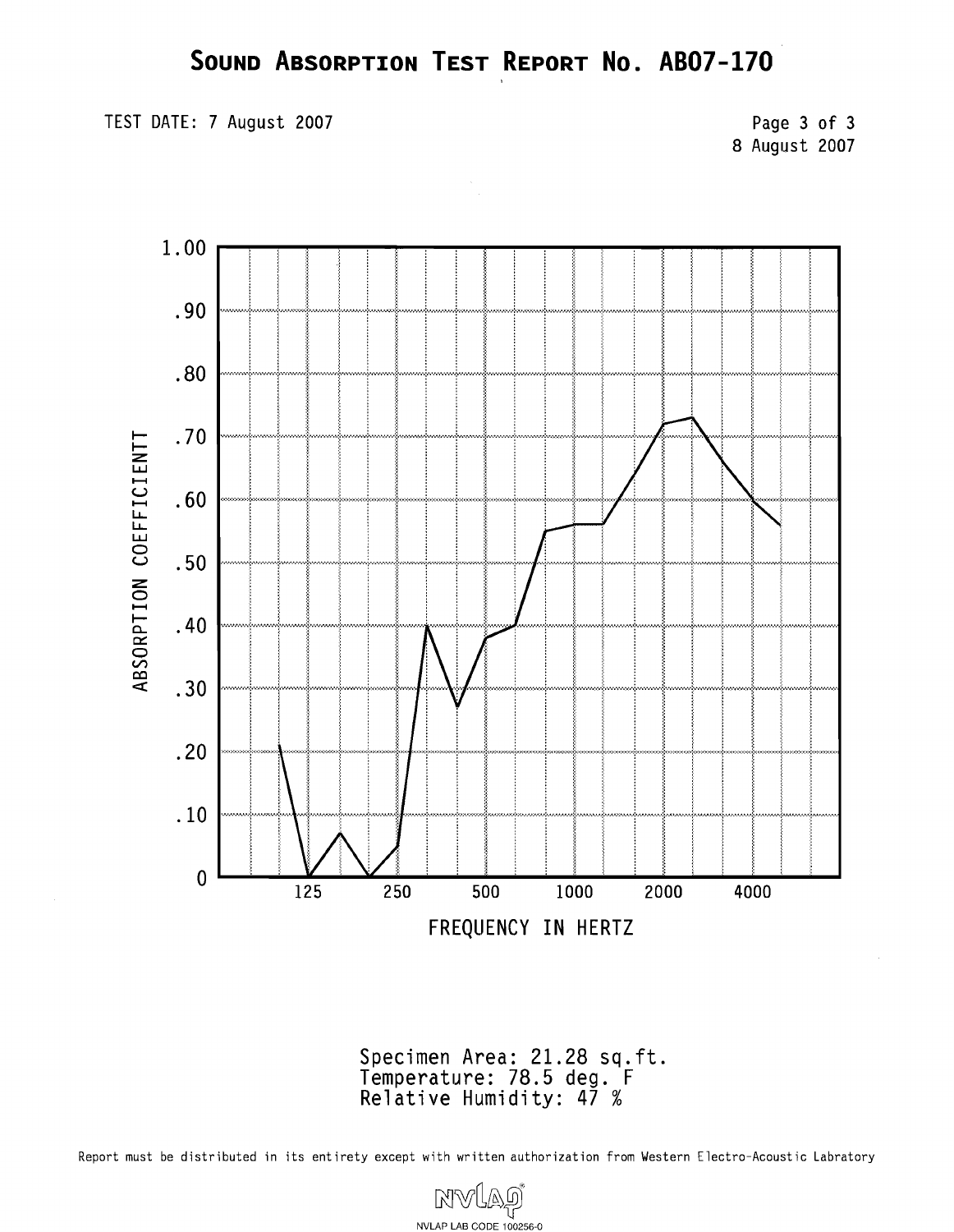# SOUND ABSORPTION TEST REPORT No. AB07-170

TEST DATE: 7 August 2007

8 August 2007

1.00
.90
.80
.70
.60
.50
.40
.30
.20
.10
0

ABSORPTION COEFFICIENTT

125
250
500
1000
2000
4000

FREQUENCY IN HERTZ

Specimen Area: 21.28 sq.ft.
Temperature: 78.5 deg. F
Relative Humidity: 47 %

Report must be distributed in its entirety except with written authorization from Western Electro-Acoustic Labratory

NVLAP LAB CODE 100256-0